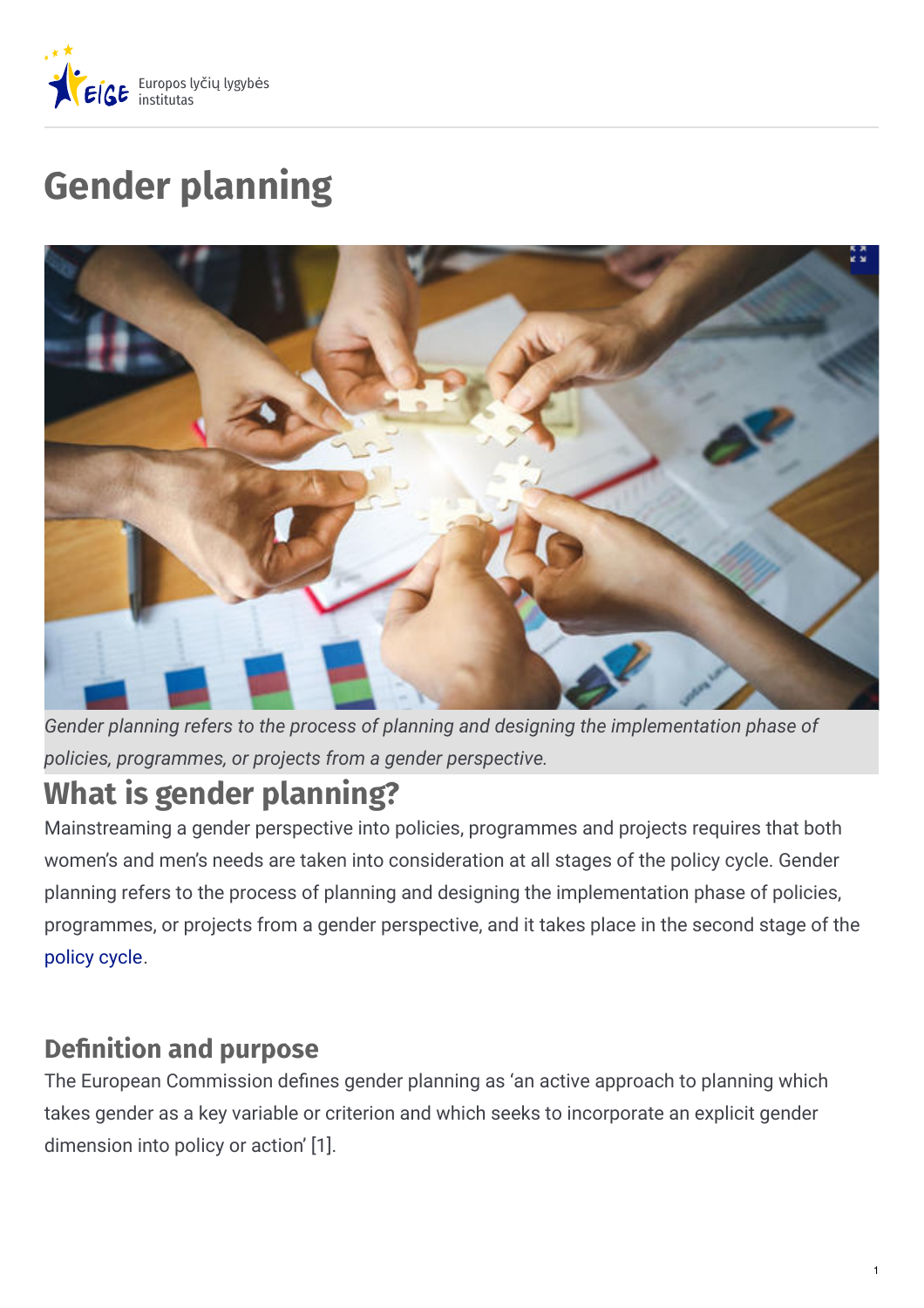# Gender planning

*Gender planning refers to the process of planning and designing the implementation phase of policies, programmes, or projects from a gender perspective.*

## What is gender planning?

Mainstreaming a gender perspective into policies, programmes and projects requires that both women's and men's needs are taken into consideration at all stages of the policy cycle. Gender planning refers to the process of planning and designing the implementation phase of policies, programmes, or projects from a gender perspective, and it takes place in the second stage of the policy cycle.

### Definition and purpose

The European Commission defines gender planning as 'an active approach to planning which takes gender as a key variable or criterion and which seeks to incorporate an explicit gender dimension into policy or action' [1].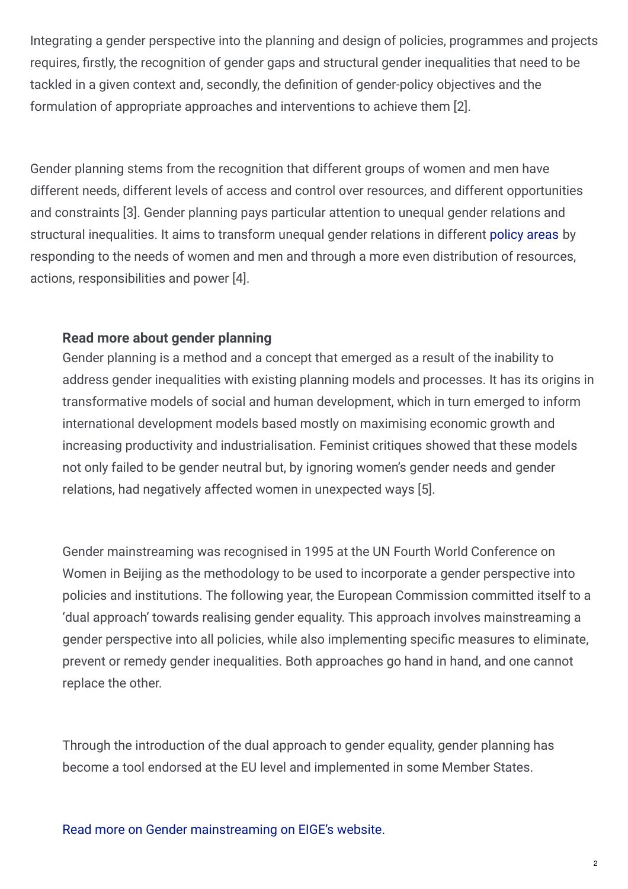Integrating a gender perspective into the planning and design of policies, programmes and projects requires, firstly, the recognition of gender gaps and structural gender inequalities that need to be tackled in a given context and, secondly, the definition of gender-policy objectives and the formulation of appropriate approaches and interventions to achieve them [2].

Gender planning stems from the recognition that different groups of women and men have different needs, different levels of access and control over resources, and different opportunities and constraints [3]. Gender planning pays particular attention to unequal gender relations and structural inequalities. It aims to transform unequal gender relations in different policy areas by responding to the needs of women and men and through a more even distribution of resources, actions, responsibilities and power [4].

> **Read more about gender planning**
>
> Gender planning is a method and a concept that emerged as a result of the inability to address gender inequalities with existing planning models and processes. It has its origins in transformative models of social and human development, which in turn emerged to inform international development models based mostly on maximising economic growth and increasing productivity and industrialisation. Feminist critiques showed that these models not only failed to be gender neutral but, by ignoring women's gender needs and gender relations, had negatively affected women in unexpected ways [5].
>
> Gender mainstreaming was recognised in 1995 at the UN Fourth World Conference on Women in Beijing as the methodology to be used to incorporate a gender perspective into policies and institutions. The following year, the European Commission committed itself to a 'dual approach' towards realising gender equality. This approach involves mainstreaming a gender perspective into all policies, while also implementing specific measures to eliminate, prevent or remedy gender inequalities. Both approaches go hand in hand, and one cannot replace the other.
>
> Through the introduction of the dual approach to gender equality, gender planning has become a tool endorsed at the EU level and implemented in some Member States.
>
> Read more on Gender mainstreaming on EIGE's website.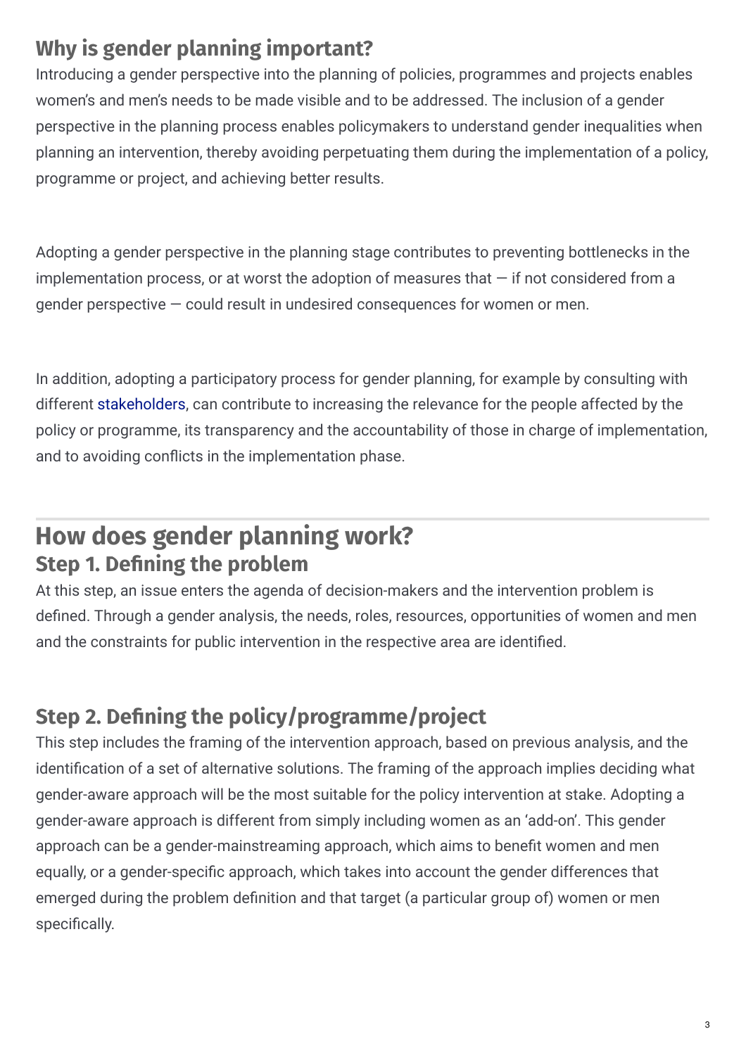## Why is gender planning important?

Introducing a gender perspective into the planning of policies, programmes and projects enables women's and men's needs to be made visible and to be addressed. The inclusion of a gender perspective in the planning process enables policymakers to understand gender inequalities when planning an intervention, thereby avoiding perpetuating them during the implementation of a policy, programme or project, and achieving better results.

Adopting a gender perspective in the planning stage contributes to preventing bottlenecks in the implementation process, or at worst the adoption of measures that — if not considered from a gender perspective — could result in undesired consequences for women or men.

In addition, adopting a participatory process for gender planning, for example by consulting with different stakeholders, can contribute to increasing the relevance for the people affected by the policy or programme, its transparency and the accountability of those in charge of implementation, and to avoiding conflicts in the implementation phase.

# How does gender planning work?

## Step 1. Defining the problem

At this step, an issue enters the agenda of decision-makers and the intervention problem is defined. Through a gender analysis, the needs, roles, resources, opportunities of women and men and the constraints for public intervention in the respective area are identified.

## Step 2. Defining the policy/programme/project

This step includes the framing of the intervention approach, based on previous analysis, and the identification of a set of alternative solutions. The framing of the approach implies deciding what gender-aware approach will be the most suitable for the policy intervention at stake. Adopting a gender-aware approach is different from simply including women as an 'add-on'. This gender approach can be a gender-mainstreaming approach, which aims to benefit women and men equally, or a gender-specific approach, which takes into account the gender differences that emerged during the problem definition and that target (a particular group of) women or men specifically.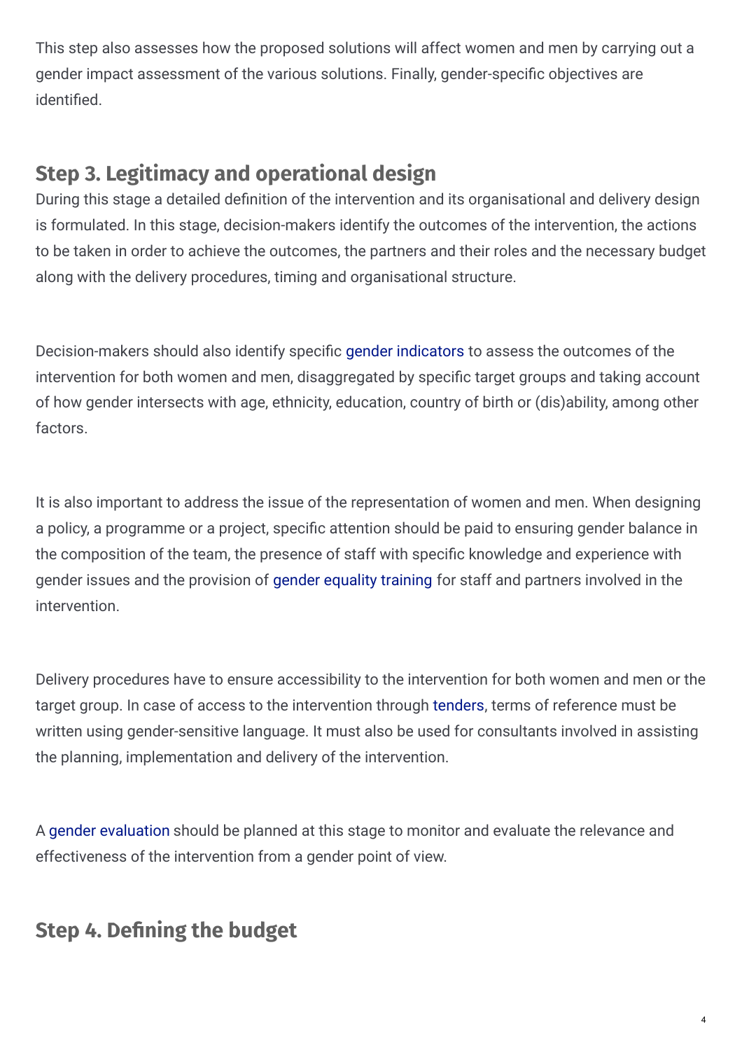This step also assesses how the proposed solutions will affect women and men by carrying out a gender impact assessment of the various solutions. Finally, gender-specific objectives are identified.

## Step 3. Legitimacy and operational design

During this stage a detailed definition of the intervention and its organisational and delivery design is formulated. In this stage, decision-makers identify the outcomes of the intervention, the actions to be taken in order to achieve the outcomes, the partners and their roles and the necessary budget along with the delivery procedures, timing and organisational structure.

Decision-makers should also identify specific gender indicators to assess the outcomes of the intervention for both women and men, disaggregated by specific target groups and taking account of how gender intersects with age, ethnicity, education, country of birth or (dis)ability, among other factors.

It is also important to address the issue of the representation of women and men. When designing a policy, a programme or a project, specific attention should be paid to ensuring gender balance in the composition of the team, the presence of staff with specific knowledge and experience with gender issues and the provision of gender equality training for staff and partners involved in the intervention.

Delivery procedures have to ensure accessibility to the intervention for both women and men or the target group. In case of access to the intervention through tenders, terms of reference must be written using gender-sensitive language. It must also be used for consultants involved in assisting the planning, implementation and delivery of the intervention.

A gender evaluation should be planned at this stage to monitor and evaluate the relevance and effectiveness of the intervention from a gender point of view.

## Step 4. Defining the budget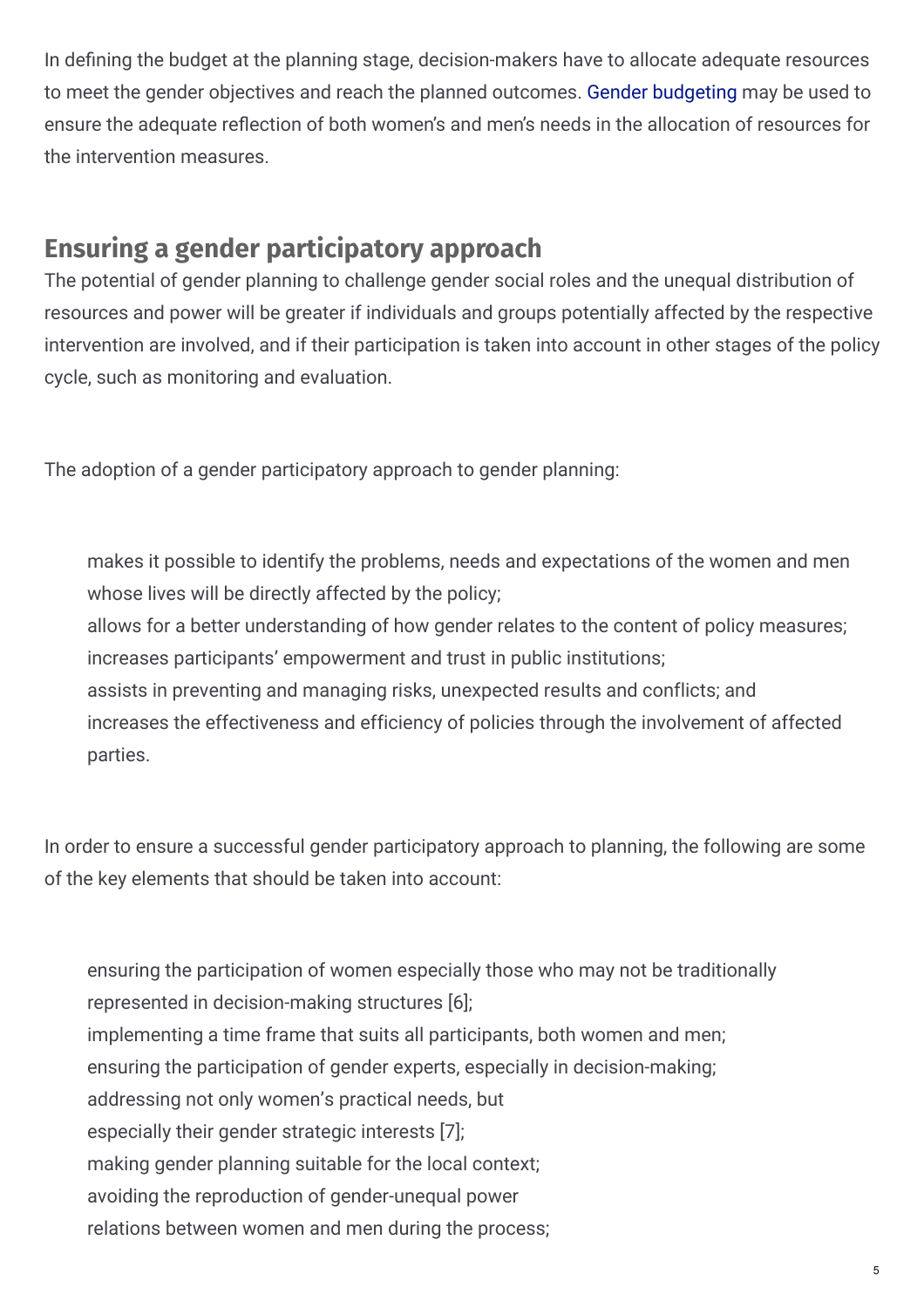In defining the budget at the planning stage, decision-makers have to allocate adequate resources to meet the gender objectives and reach the planned outcomes. Gender budgeting may be used to ensure the adequate reflection of both women's and men's needs in the allocation of resources for the intervention measures.

## Ensuring a gender participatory approach

The potential of gender planning to challenge gender social roles and the unequal distribution of resources and power will be greater if individuals and groups potentially affected by the respective intervention are involved, and if their participation is taken into account in other stages of the policy cycle, such as monitoring and evaluation.

The adoption of a gender participatory approach to gender planning:

- makes it possible to identify the problems, needs and expectations of the women and men whose lives will be directly affected by the policy;
- allows for a better understanding of how gender relates to the content of policy measures;
- increases participants' empowerment and trust in public institutions;
- assists in preventing and managing risks, unexpected results and conflicts; and
- increases the effectiveness and efficiency of policies through the involvement of affected parties.

In order to ensure a successful gender participatory approach to planning, the following are some of the key elements that should be taken into account:

- ensuring the participation of women especially those who may not be traditionally represented in decision-making structures [6];
- implementing a time frame that suits all participants, both women and men;
- ensuring the participation of gender experts, especially in decision-making;
- addressing not only women's practical needs, but especially their gender strategic interests [7];
- making gender planning suitable for the local context;
- avoiding the reproduction of gender-unequal power relations between women and men during the process;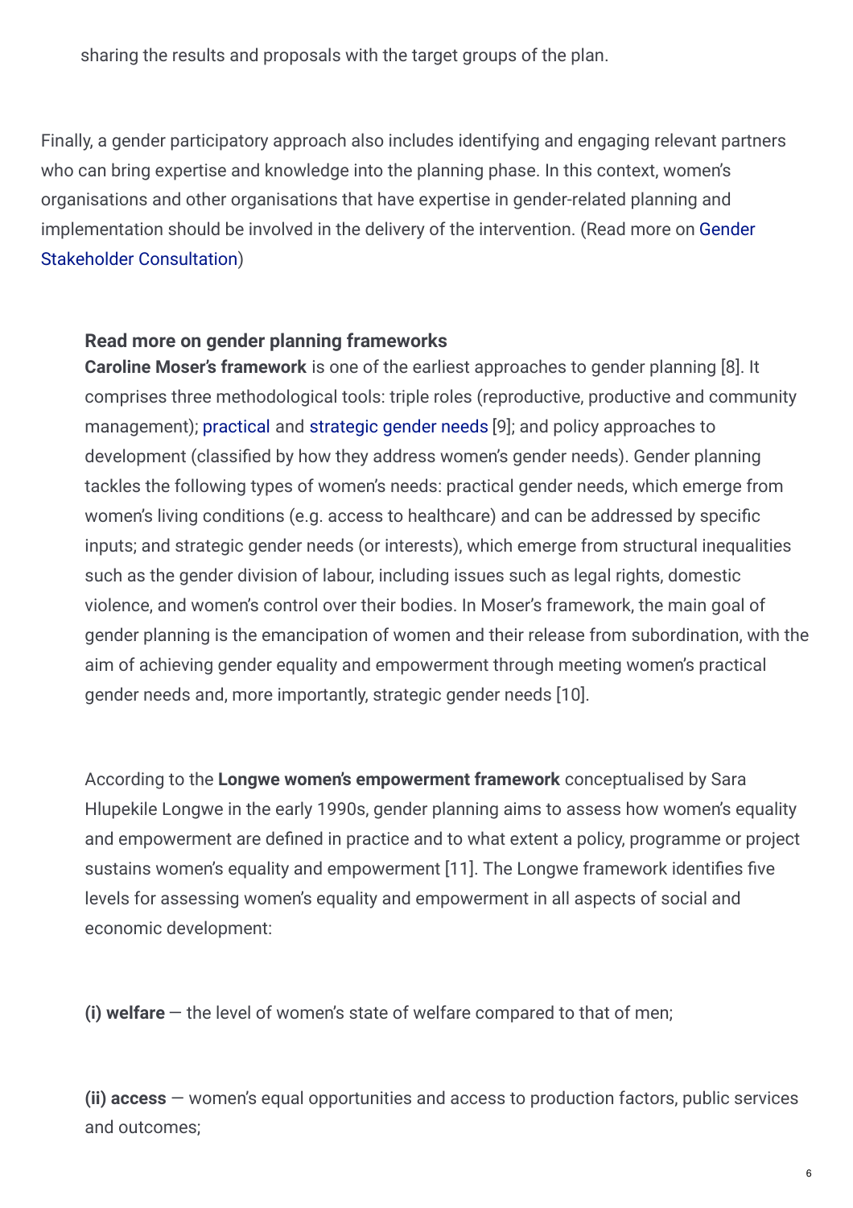sharing the results and proposals with the target groups of the plan.

Finally, a gender participatory approach also includes identifying and engaging relevant partners who can bring expertise and knowledge into the planning phase. In this context, women's organisations and other organisations that have expertise in gender-related planning and implementation should be involved in the delivery of the intervention. (Read more on Gender Stakeholder Consultation)

**Read more on gender planning frameworks**

**Caroline Moser's framework** is one of the earliest approaches to gender planning [8]. It comprises three methodological tools: triple roles (reproductive, productive and community management); practical and strategic gender needs [9]; and policy approaches to development (classified by how they address women's gender needs). Gender planning tackles the following types of women's needs: practical gender needs, which emerge from women's living conditions (e.g. access to healthcare) and can be addressed by specific inputs; and strategic gender needs (or interests), which emerge from structural inequalities such as the gender division of labour, including issues such as legal rights, domestic violence, and women's control over their bodies. In Moser's framework, the main goal of gender planning is the emancipation of women and their release from subordination, with the aim of achieving gender equality and empowerment through meeting women's practical gender needs and, more importantly, strategic gender needs [10].

According to the **Longwe women's empowerment framework** conceptualised by Sara Hlupekile Longwe in the early 1990s, gender planning aims to assess how women's equality and empowerment are defined in practice and to what extent a policy, programme or project sustains women's equality and empowerment [11]. The Longwe framework identifies five levels for assessing women's equality and empowerment in all aspects of social and economic development:

**(i) welfare** — the level of women's state of welfare compared to that of men;

**(ii) access** — women's equal opportunities and access to production factors, public services and outcomes;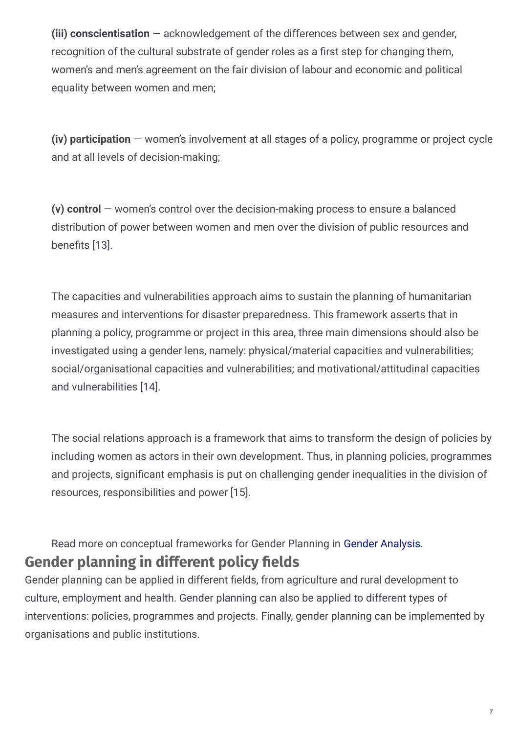**(iii) conscientisation** — acknowledgement of the differences between sex and gender, recognition of the cultural substrate of gender roles as a first step for changing them, women's and men's agreement on the fair division of labour and economic and political equality between women and men;

**(iv) participation** — women's involvement at all stages of a policy, programme or project cycle and at all levels of decision-making;

**(v) control** — women's control over the decision-making process to ensure a balanced distribution of power between women and men over the division of public resources and benefits [13].

The capacities and vulnerabilities approach aims to sustain the planning of humanitarian measures and interventions for disaster preparedness. This framework asserts that in planning a policy, programme or project in this area, three main dimensions should also be investigated using a gender lens, namely: physical/material capacities and vulnerabilities; social/organisational capacities and vulnerabilities; and motivational/attitudinal capacities and vulnerabilities [14].

The social relations approach is a framework that aims to transform the design of policies by including women as actors in their own development. Thus, in planning policies, programmes and projects, significant emphasis is put on challenging gender inequalities in the division of resources, responsibilities and power [15].

Read more on conceptual frameworks for Gender Planning in Gender Analysis.

## Gender planning in different policy fields

Gender planning can be applied in different fields, from agriculture and rural development to culture, employment and health. Gender planning can also be applied to different types of interventions: policies, programmes and projects. Finally, gender planning can be implemented by organisations and public institutions.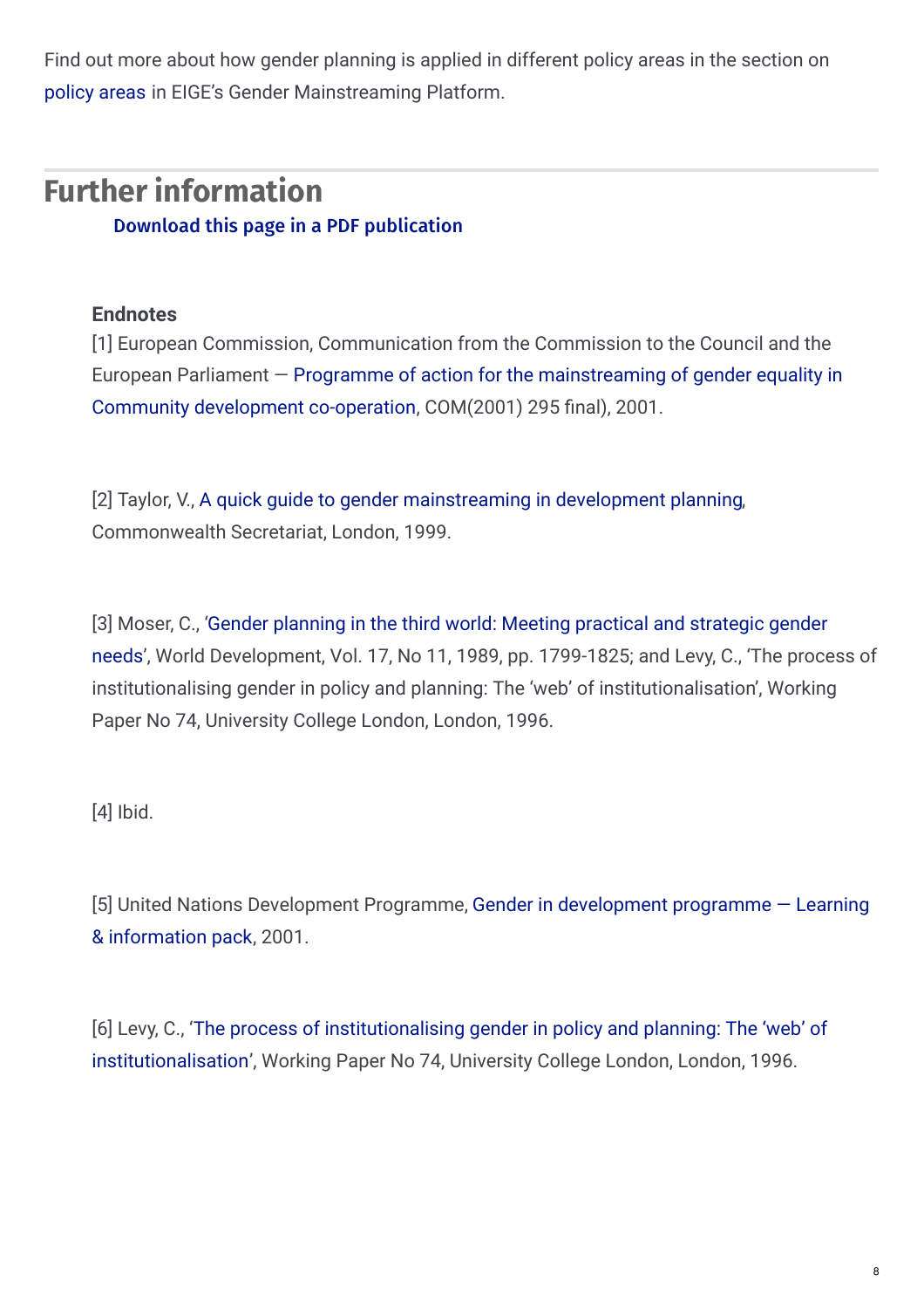Find out more about how gender planning is applied in different policy areas in the section on policy areas in EIGE's Gender Mainstreaming Platform.

## Further information

**Download this page in a PDF publication**

**Endnotes**

[1] European Commission, Communication from the Commission to the Council and the European Parliament — Programme of action for the mainstreaming of gender equality in Community development co-operation, COM(2001) 295 final), 2001.

[2] Taylor, V., A quick guide to gender mainstreaming in development planning, Commonwealth Secretariat, London, 1999.

[3] Moser, C., 'Gender planning in the third world: Meeting practical and strategic gender needs', World Development, Vol. 17, No 11, 1989, pp. 1799-1825; and Levy, C., 'The process of institutionalising gender in policy and planning: The 'web' of institutionalisation', Working Paper No 74, University College London, London, 1996.

[4] Ibid.

[5] United Nations Development Programme, Gender in development programme — Learning & information pack, 2001.

[6] Levy, C., 'The process of institutionalising gender in policy and planning: The 'web' of institutionalisation', Working Paper No 74, University College London, London, 1996.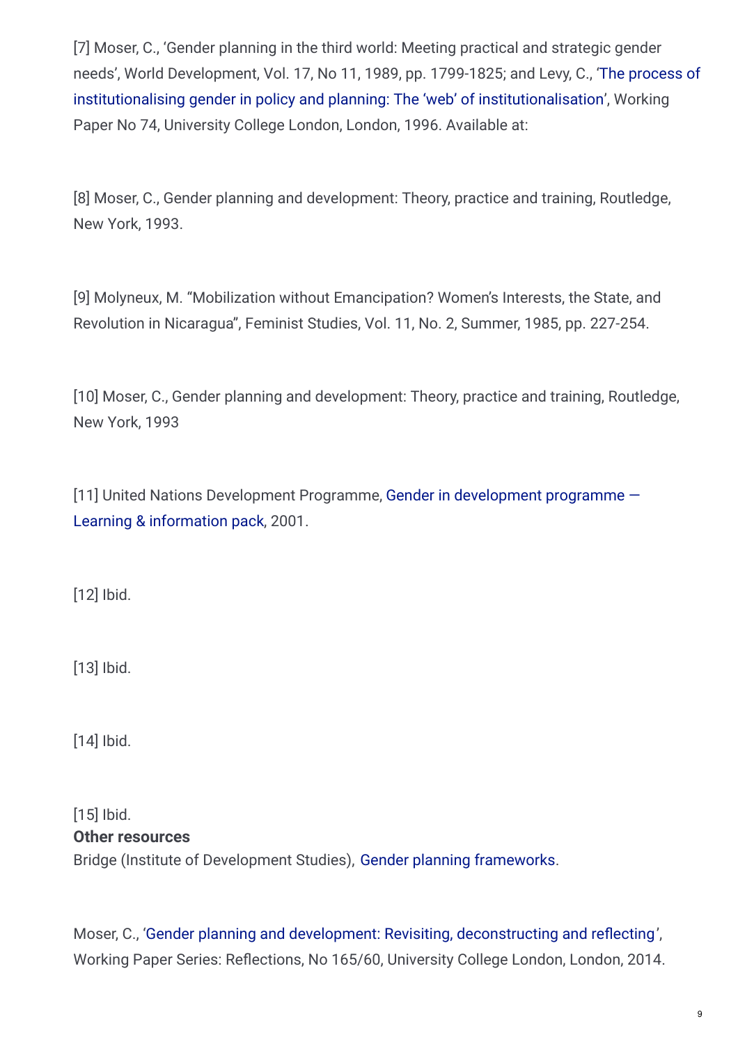[7] Moser, C., 'Gender planning in the third world: Meeting practical and strategic gender needs', World Development, Vol. 17, No 11, 1989, pp. 1799-1825; and Levy, C., 'The process of institutionalising gender in policy and planning: The 'web' of institutionalisation', Working Paper No 74, University College London, London, 1996. Available at:

[8] Moser, C., Gender planning and development: Theory, practice and training, Routledge, New York, 1993.

[9] Molyneux, M. "Mobilization without Emancipation? Women's Interests, the State, and Revolution in Nicaragua", Feminist Studies, Vol. 11, No. 2, Summer, 1985, pp. 227-254.

[10] Moser, C., Gender planning and development: Theory, practice and training, Routledge, New York, 1993

[11] United Nations Development Programme, Gender in development programme — Learning & information pack, 2001.

[12] Ibid.

[13] Ibid.

[14] Ibid.

[15] Ibid.

**Other resources**

Bridge (Institute of Development Studies), Gender planning frameworks.

Moser, C., 'Gender planning and development: Revisiting, deconstructing and reflecting', Working Paper Series: Reflections, No 165/60, University College London, London, 2014.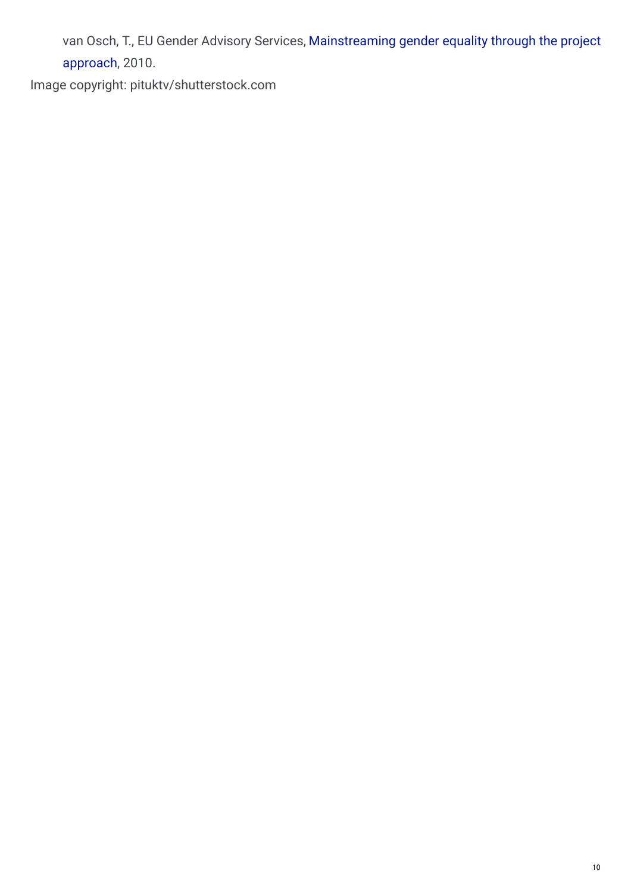van Osch, T., EU Gender Advisory Services, Mainstreaming gender equality through the project approach, 2010.

Image copyright: pituktv/shutterstock.com